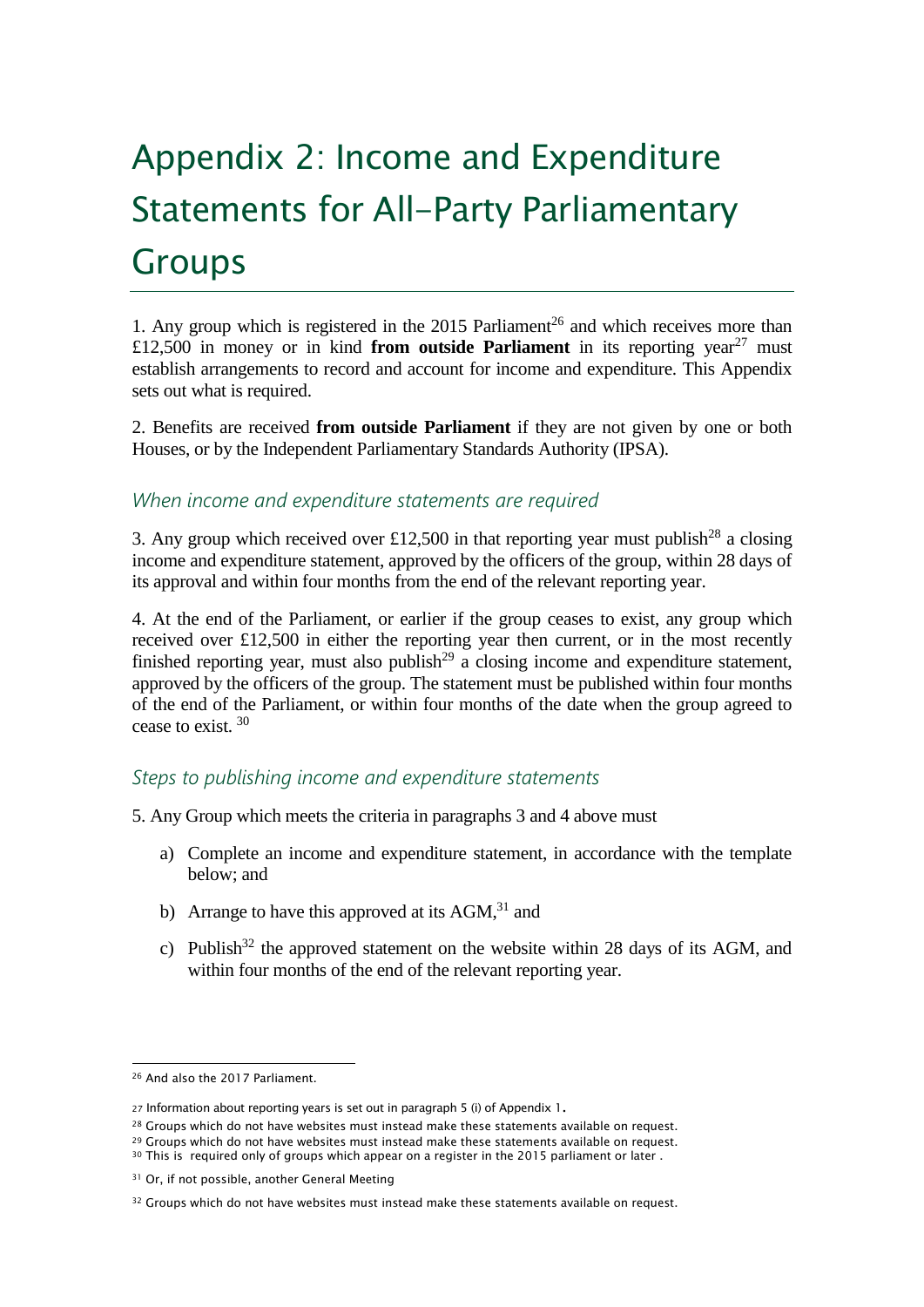# Appendix 2: Income and Expenditure Statements for All-Party Parliamentary Groups

1. Any group which is registered in the 2015 Parliament[26] and which receives more than £12,500 in money or in kind **from outside Parliament** in its reporting year[27] must establish arrangements to record and account for income and expenditure. This Appendix sets out what is required.

2. Benefits are received **from outside Parliament** if they are not given by one or both Houses, or by the Independent Parliamentary Standards Authority (IPSA).

## *When income and expenditure statements are required*

3. Any group which received over £12,500 in that reporting year must publish[28] a closing income and expenditure statement, approved by the officers of the group, within 28 days of its approval and within four months from the end of the relevant reporting year.

4. At the end of the Parliament, or earlier if the group ceases to exist, any group which received over £12,500 in either the reporting year then current, or in the most recently finished reporting year, must also publish[29] a closing income and expenditure statement, approved by the officers of the group. The statement must be published within four months of the end of the Parliament, or within four months of the date when the group agreed to cease to exist. [30]

## *Steps to publishing income and expenditure statements*

5. Any Group which meets the criteria in paragraphs 3 and 4 above must

a) Complete an income and expenditure statement, in accordance with the template below; and

b) Arrange to have this approved at its AGM,[31] and

c) Publish[32] the approved statement on the website within 28 days of its AGM, and within four months of the end of the relevant reporting year.

---

[26] And also the 2017 Parliament.

[27] Information about reporting years is set out in paragraph 5 (i) of Appendix 1.

[28] Groups which do not have websites must instead make these statements available on request.

[29] Groups which do not have websites must instead make these statements available on request.

[30] This is required only of groups which appear on a register in the 2015 parliament or later .

[31] Or, if not possible, another General Meeting

[32] Groups which do not have websites must instead make these statements available on request.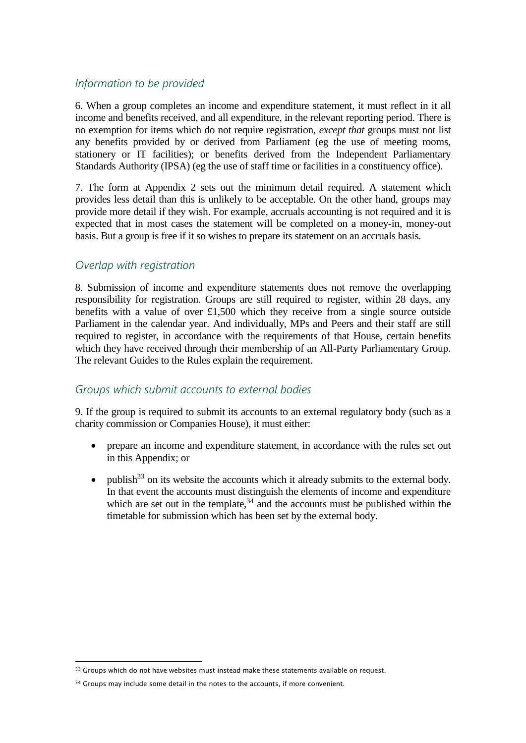### *Information to be provided*

6. When a group completes an income and expenditure statement, it must reflect in it all income and benefits received, and all expenditure, in the relevant reporting period. There is no exemption for items which do not require registration, *except that* groups must not list any benefits provided by or derived from Parliament (eg the use of meeting rooms, stationery or IT facilities); or benefits derived from the Independent Parliamentary Standards Authority (IPSA) (eg the use of staff time or facilities in a constituency office).

7. The form at Appendix 2 sets out the minimum detail required. A statement which provides less detail than this is unlikely to be acceptable. On the other hand, groups may provide more detail if they wish. For example, accruals accounting is not required and it is expected that in most cases the statement will be completed on a money-in, money-out basis. But a group is free if it so wishes to prepare its statement on an accruals basis.

### *Overlap with registration*

8. Submission of income and expenditure statements does not remove the overlapping responsibility for registration. Groups are still required to register, within 28 days, any benefits with a value of over £1,500 which they receive from a single source outside Parliament in the calendar year. And individually, MPs and Peers and their staff are still required to register, in accordance with the requirements of that House, certain benefits which they have received through their membership of an All-Party Parliamentary Group. The relevant Guides to the Rules explain the requirement.

### *Groups which submit accounts to external bodies*

9. If the group is required to submit its accounts to an external regulatory body (such as a charity commission or Companies House), it must either:

- prepare an income and expenditure statement, in accordance with the rules set out in this Appendix; or
- publish[33] on its website the accounts which it already submits to the external body. In that event the accounts must distinguish the elements of income and expenditure which are set out in the template,[34] and the accounts must be published within the timetable for submission which has been set by the external body.

[33] Groups which do not have websites must instead make these statements available on request.

[34] Groups may include some detail in the notes to the accounts, if more convenient.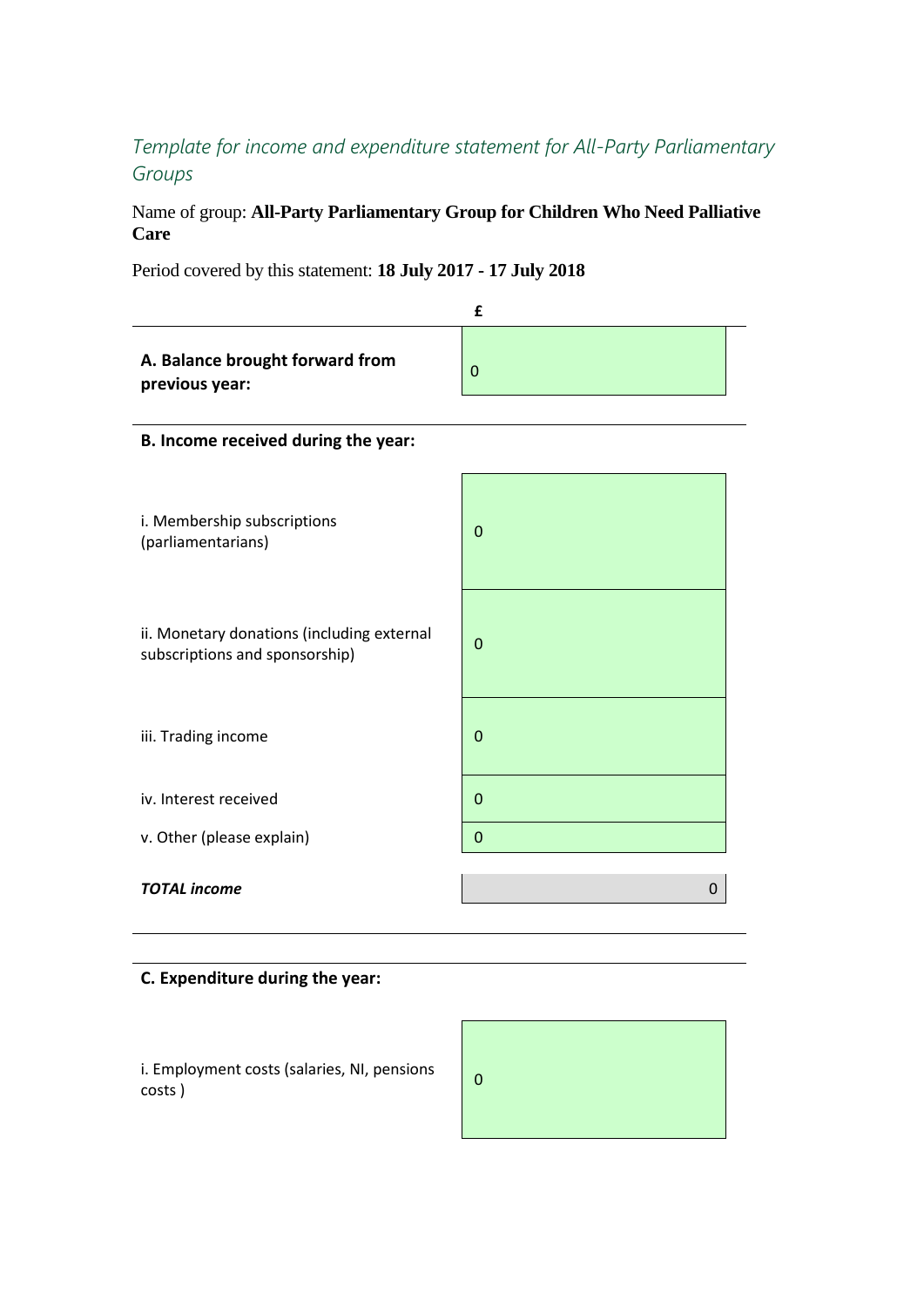*Template for income and expenditure statement for All-Party Parliamentary Groups*

Name of group: **All-Party Parliamentary Group for Children Who Need Palliative Care**

Period covered by this statement: **18 July 2017 - 17 July 2018**

| | £ |
|---|---|
| **A. Balance brought forward from previous year:** | 0 |
| **B. Income received during the year:** | |
| i. Membership subscriptions (parliamentarians) | 0 |
| ii. Monetary donations (including external subscriptions and sponsorship) | 0 |
| iii. Trading income | 0 |
| iv. Interest received | 0 |
| v. Other (please explain) | 0 |
| ***TOTAL income*** | 0 |
| **C. Expenditure during the year:** | |
| i. Employment costs (salaries, NI, pensions costs ) | 0 |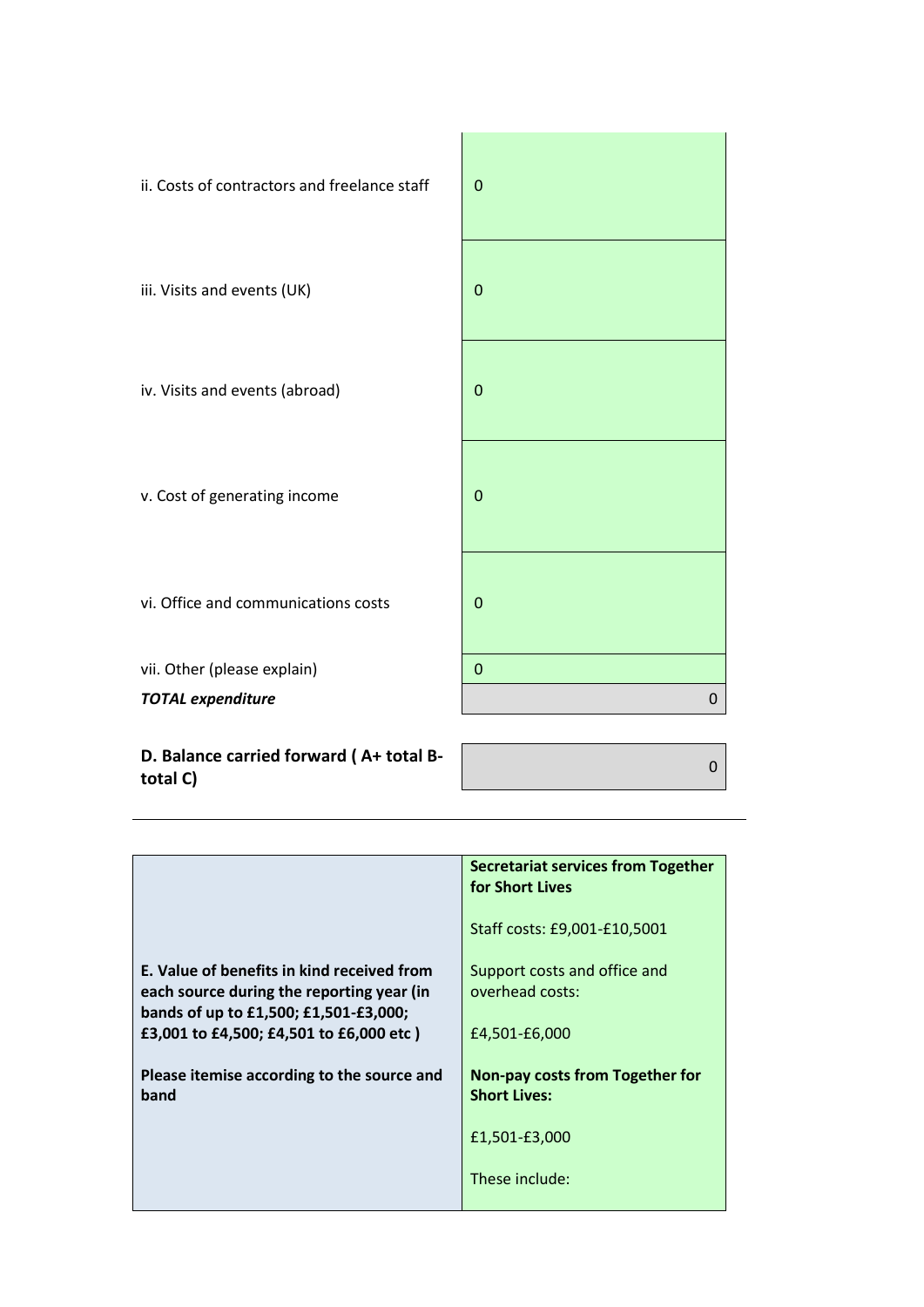| | |
|---|---|
| ii. Costs of contractors and freelance staff | 0 |
| iii. Visits and events (UK) | 0 |
| iv. Visits and events (abroad) | 0 |
| v. Cost of generating income | 0 |
| vi. Office and communications costs | 0 |
| vii. Other (please explain) | 0 |
| ***TOTAL expenditure*** | 0 |

| | |
|---|---|
| **D. Balance carried forward ( A+ total B- total C)** | 0 |

| | |
|---|---|
| **E. Value of benefits in kind received from each source during the reporting year (in bands of up to £1,500; £1,501-£3,000; £3,001 to £4,500; £4,501 to £6,000 etc )**<br><br>**Please itemise according to the source and band** | **Secretariat services from Together for Short Lives**<br><br>Staff costs: £9,001-£10,5001<br><br>Support costs and office and overhead costs:<br><br>£4,501-£6,000<br><br>**Non-pay costs from Together for Short Lives:**<br><br>£1,501-£3,000<br><br>These include: |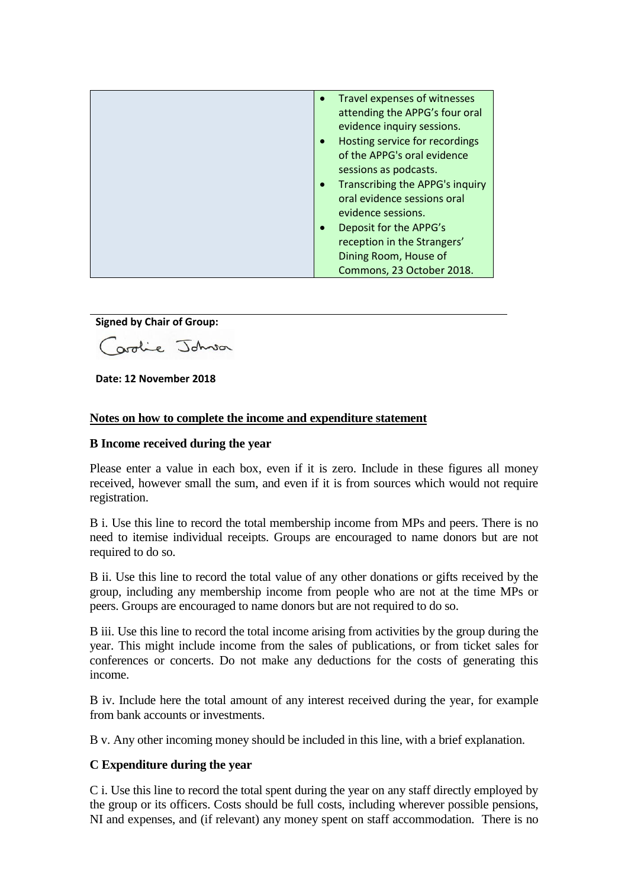| | |
|---|---|
| | • Travel expenses of witnesses attending the APPG's four oral evidence inquiry sessions.<br>• Hosting service for recordings of the APPG's oral evidence sessions as podcasts.<br>• Transcribing the APPG's inquiry oral evidence sessions oral evidence sessions.<br>• Deposit for the APPG's reception in the Strangers' Dining Room, House of Commons, 23 October 2018. |

**Signed by Chair of Group:**

Caroline Johnson

**Date: 12 November 2018**

**Notes on how to complete the income and expenditure statement**

**B Income received during the year**

Please enter a value in each box, even if it is zero. Include in these figures all money received, however small the sum, and even if it is from sources which would not require registration.

B i. Use this line to record the total membership income from MPs and peers. There is no need to itemise individual receipts. Groups are encouraged to name donors but are not required to do so.

B ii. Use this line to record the total value of any other donations or gifts received by the group, including any membership income from people who are not at the time MPs or peers. Groups are encouraged to name donors but are not required to do so.

B iii. Use this line to record the total income arising from activities by the group during the year. This might include income from the sales of publications, or from ticket sales for conferences or concerts. Do not make any deductions for the costs of generating this income.

B iv. Include here the total amount of any interest received during the year, for example from bank accounts or investments.

B v. Any other incoming money should be included in this line, with a brief explanation.

**C Expenditure during the year**

C i. Use this line to record the total spent during the year on any staff directly employed by the group or its officers. Costs should be full costs, including wherever possible pensions, NI and expenses, and (if relevant) any money spent on staff accommodation. There is no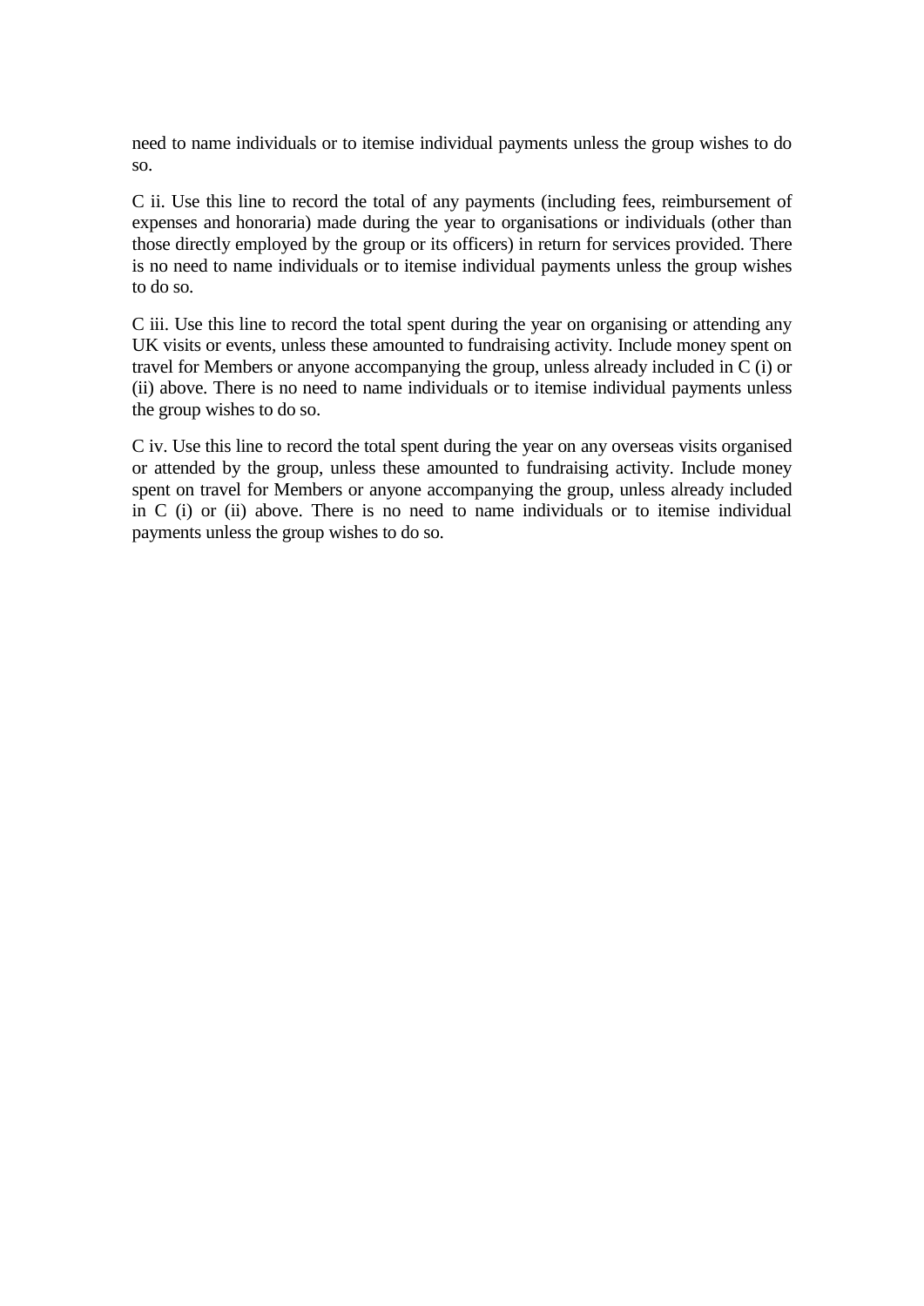need to name individuals or to itemise individual payments unless the group wishes to do so.

C ii. Use this line to record the total of any payments (including fees, reimbursement of expenses and honoraria) made during the year to organisations or individuals (other than those directly employed by the group or its officers) in return for services provided. There is no need to name individuals or to itemise individual payments unless the group wishes to do so.

C iii. Use this line to record the total spent during the year on organising or attending any UK visits or events, unless these amounted to fundraising activity. Include money spent on travel for Members or anyone accompanying the group, unless already included in C (i) or (ii) above. There is no need to name individuals or to itemise individual payments unless the group wishes to do so.

C iv. Use this line to record the total spent during the year on any overseas visits organised or attended by the group, unless these amounted to fundraising activity. Include money spent on travel for Members or anyone accompanying the group, unless already included in C (i) or (ii) above. There is no need to name individuals or to itemise individual payments unless the group wishes to do so.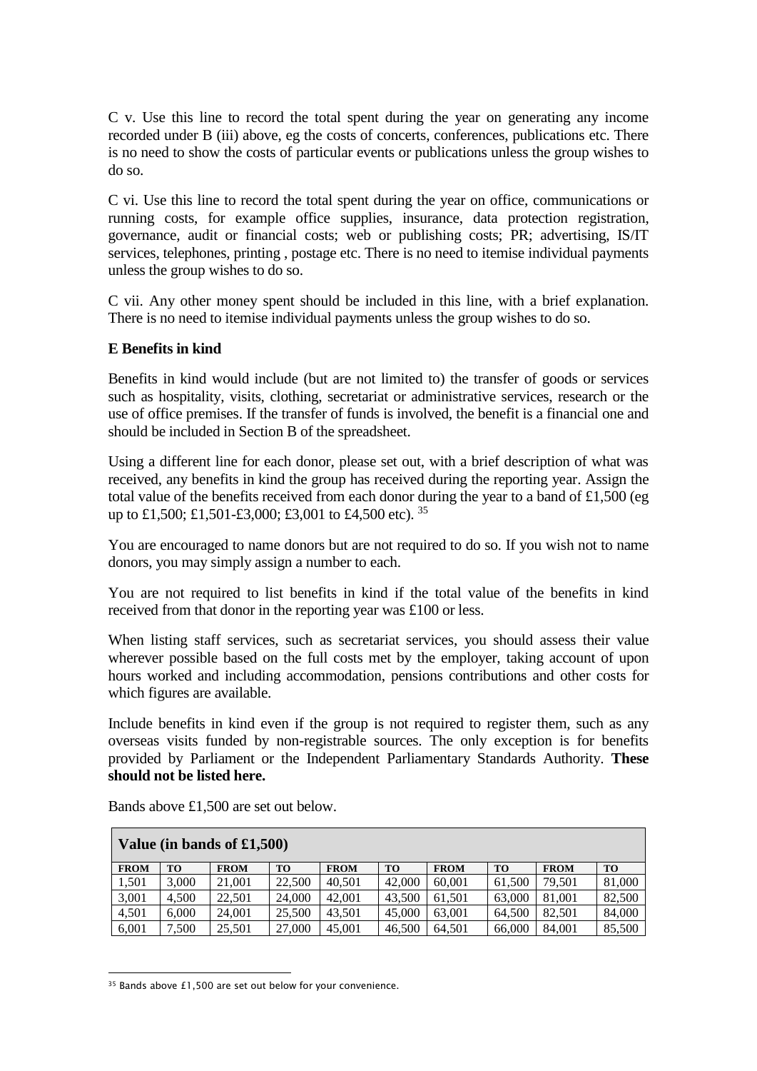C v. Use this line to record the total spent during the year on generating any income recorded under B (iii) above, eg the costs of concerts, conferences, publications etc. There is no need to show the costs of particular events or publications unless the group wishes to do so.

C vi. Use this line to record the total spent during the year on office, communications or running costs, for example office supplies, insurance, data protection registration, governance, audit or financial costs; web or publishing costs; PR; advertising, IS/IT services, telephones, printing , postage etc. There is no need to itemise individual payments unless the group wishes to do so.

C vii. Any other money spent should be included in this line, with a brief explanation. There is no need to itemise individual payments unless the group wishes to do so.

**E Benefits in kind**

Benefits in kind would include (but are not limited to) the transfer of goods or services such as hospitality, visits, clothing, secretariat or administrative services, research or the use of office premises. If the transfer of funds is involved, the benefit is a financial one and should be included in Section B of the spreadsheet.

Using a different line for each donor, please set out, with a brief description of what was received, any benefits in kind the group has received during the reporting year. Assign the total value of the benefits received from each donor during the year to a band of £1,500 (eg up to £1,500; £1,501-£3,000; £3,001 to £4,500 etc). [35]

You are encouraged to name donors but are not required to do so. If you wish not to name donors, you may simply assign a number to each.

You are not required to list benefits in kind if the total value of the benefits in kind received from that donor in the reporting year was £100 or less.

When listing staff services, such as secretariat services, you should assess their value wherever possible based on the full costs met by the employer, taking account of upon hours worked and including accommodation, pensions contributions and other costs for which figures are available.

Include benefits in kind even if the group is not required to register them, such as any overseas visits funded by non-registrable sources. The only exception is for benefits provided by Parliament or the Independent Parliamentary Standards Authority. **These should not be listed here.**

Bands above £1,500 are set out below.

| Value (in bands of £1,500) | | | | | | | | | |
|---|---|---|---|---|---|---|---|---|---|
| **FROM** | **TO** | **FROM** | **TO** | **FROM** | **TO** | **FROM** | **TO** | **FROM** | **TO** |
| 1,501 | 3,000 | 21,001 | 22,500 | 40,501 | 42,000 | 60,001 | 61,500 | 79,501 | 81,000 |
| 3,001 | 4,500 | 22,501 | 24,000 | 42,001 | 43,500 | 61,501 | 63,000 | 81,001 | 82,500 |
| 4,501 | 6,000 | 24,001 | 25,500 | 43,501 | 45,000 | 63,001 | 64,500 | 82,501 | 84,000 |
| 6,001 | 7,500 | 25,501 | 27,000 | 45,001 | 46,500 | 64,501 | 66,000 | 84,001 | 85,500 |

[35] Bands above £1,500 are set out below for your convenience.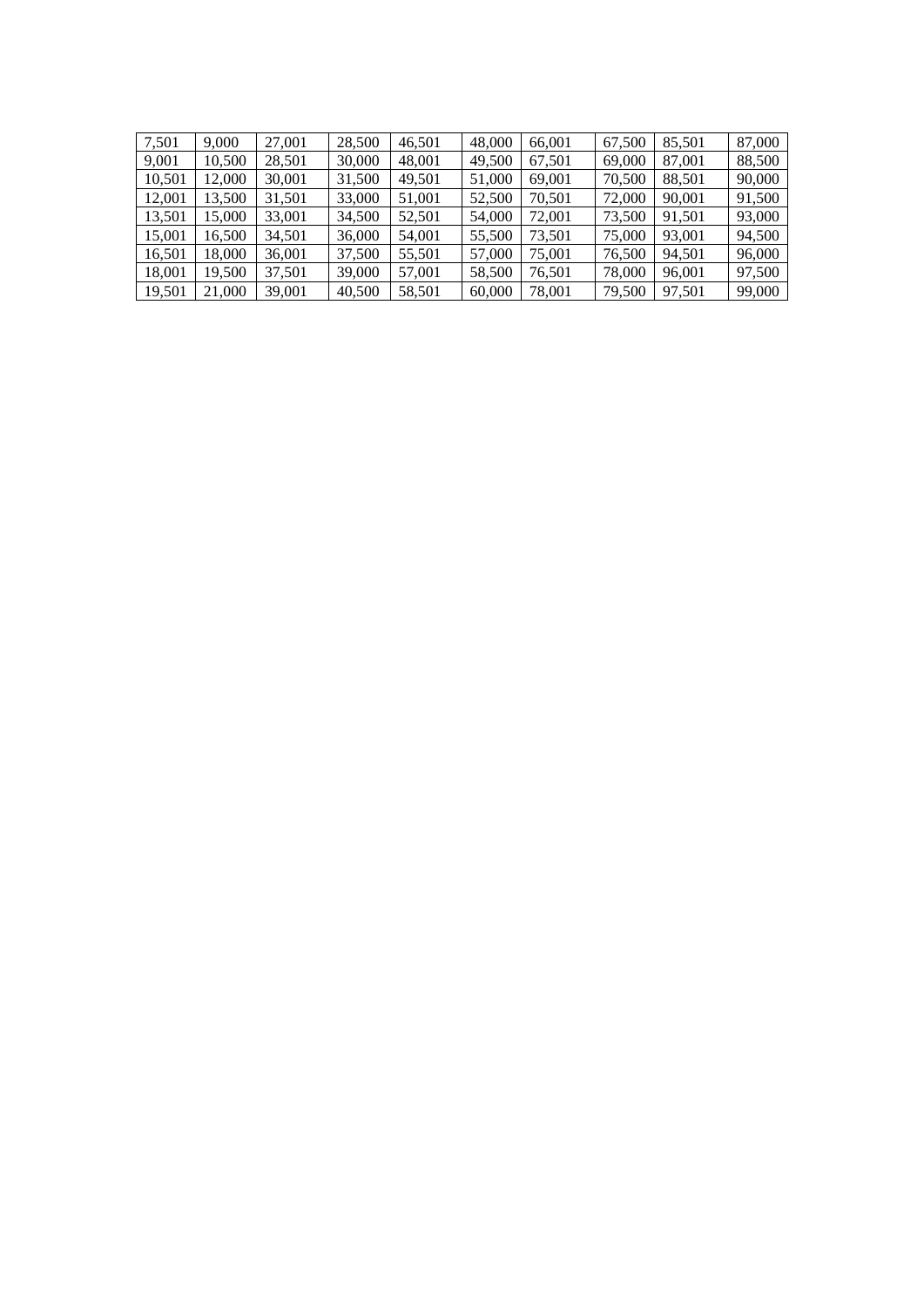| | | | | | | | | | |
|---|---|---|---|---|---|---|---|---|---|
| 7,501 | 9,000 | 27,001 | 28,500 | 46,501 | 48,000 | 66,001 | 67,500 | 85,501 | 87,000 |
| 9,001 | 10,500 | 28,501 | 30,000 | 48,001 | 49,500 | 67,501 | 69,000 | 87,001 | 88,500 |
| 10,501 | 12,000 | 30,001 | 31,500 | 49,501 | 51,000 | 69,001 | 70,500 | 88,501 | 90,000 |
| 12,001 | 13,500 | 31,501 | 33,000 | 51,001 | 52,500 | 70,501 | 72,000 | 90,001 | 91,500 |
| 13,501 | 15,000 | 33,001 | 34,500 | 52,501 | 54,000 | 72,001 | 73,500 | 91,501 | 93,000 |
| 15,001 | 16,500 | 34,501 | 36,000 | 54,001 | 55,500 | 73,501 | 75,000 | 93,001 | 94,500 |
| 16,501 | 18,000 | 36,001 | 37,500 | 55,501 | 57,000 | 75,001 | 76,500 | 94,501 | 96,000 |
| 18,001 | 19,500 | 37,501 | 39,000 | 57,001 | 58,500 | 76,501 | 78,000 | 96,001 | 97,500 |
| 19,501 | 21,000 | 39,001 | 40,500 | 58,501 | 60,000 | 78,001 | 79,500 | 97,501 | 99,000 |